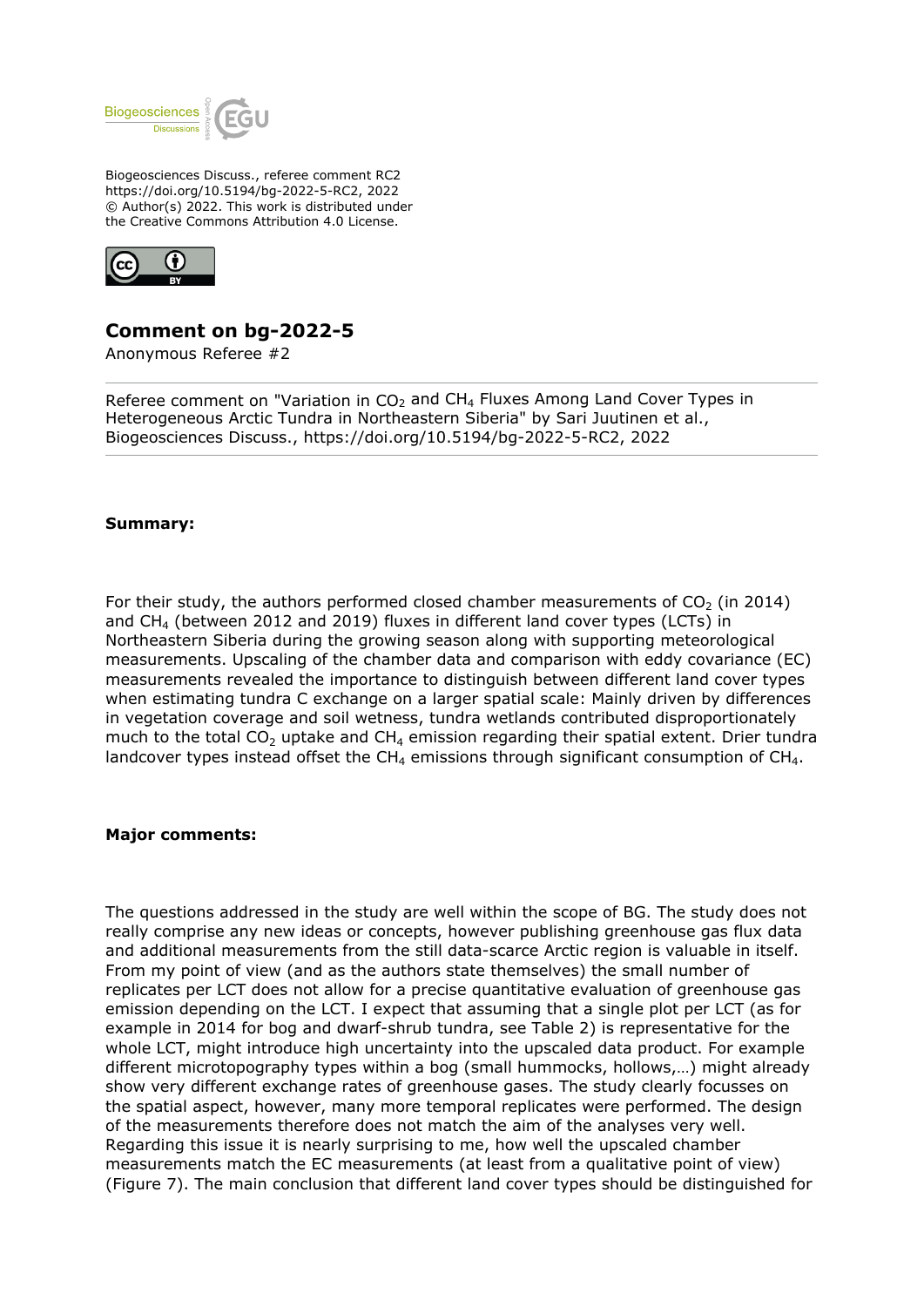Biogeosciences Discuss., referee comment RC2
https://doi.org/10.5194/bg-2022-5-RC2, 2022
© Author(s) 2022. This work is distributed under
the Creative Commons Attribution 4.0 License.

## Comment on bg-2022-5

Anonymous Referee #2

Referee comment on "Variation in $CO_2$ and $CH_4$ Fluxes Among Land Cover Types in Heterogeneous Arctic Tundra in Northeastern Siberia" by Sari Juutinen et al., Biogeosciences Discuss., https://doi.org/10.5194/bg-2022-5-RC2, 2022

**Summary:**

For their study, the authors performed closed chamber measurements of $CO_2$ (in 2014) and $CH_4$ (between 2012 and 2019) fluxes in different land cover types (LCTs) in Northeastern Siberia during the growing season along with supporting meteorological measurements. Upscaling of the chamber data and comparison with eddy covariance (EC) measurements revealed the importance to distinguish between different land cover types when estimating tundra C exchange on a larger spatial scale: Mainly driven by differences in vegetation coverage and soil wetness, tundra wetlands contributed disproportionately much to the total $CO_2$ uptake and $CH_4$ emission regarding their spatial extent. Drier tundra landcover types instead offset the $CH_4$ emissions through significant consumption of $CH_4$.

**Major comments:**

The questions addressed in the study are well within the scope of BG. The study does not really comprise any new ideas or concepts, however publishing greenhouse gas flux data and additional measurements from the still data-scarce Arctic region is valuable in itself. From my point of view (and as the authors state themselves) the small number of replicates per LCT does not allow for a precise quantitative evaluation of greenhouse gas emission depending on the LCT. I expect that assuming that a single plot per LCT (as for example in 2014 for bog and dwarf-shrub tundra, see Table 2) is representative for the whole LCT, might introduce high uncertainty into the upscaled data product. For example different microtopography types within a bog (small hummocks, hollows,…) might already show very different exchange rates of greenhouse gases. The study clearly focusses on the spatial aspect, however, many more temporal replicates were performed. The design of the measurements therefore does not match the aim of the analyses very well. Regarding this issue it is nearly surprising to me, how well the upscaled chamber measurements match the EC measurements (at least from a qualitative point of view) (Figure 7). The main conclusion that different land cover types should be distinguished for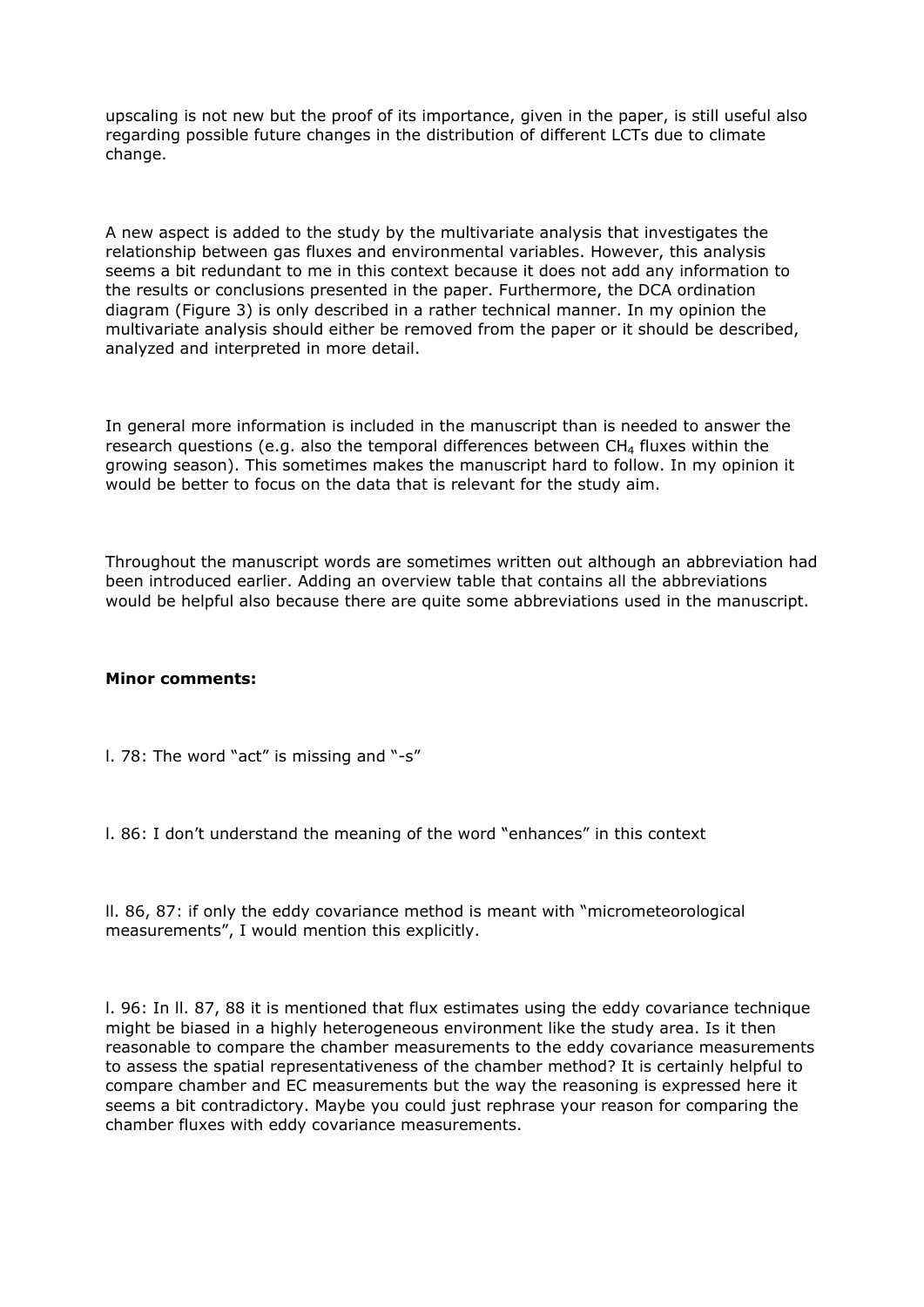upscaling is not new but the proof of its importance, given in the paper, is still useful also regarding possible future changes in the distribution of different LCTs due to climate change.

A new aspect is added to the study by the multivariate analysis that investigates the relationship between gas fluxes and environmental variables. However, this analysis seems a bit redundant to me in this context because it does not add any information to the results or conclusions presented in the paper. Furthermore, the DCA ordination diagram (Figure 3) is only described in a rather technical manner. In my opinion the multivariate analysis should either be removed from the paper or it should be described, analyzed and interpreted in more detail.

In general more information is included in the manuscript than is needed to answer the research questions (e.g. also the temporal differences between $CH_4$ fluxes within the growing season). This sometimes makes the manuscript hard to follow. In my opinion it would be better to focus on the data that is relevant for the study aim.

Throughout the manuscript words are sometimes written out although an abbreviation had been introduced earlier. Adding an overview table that contains all the abbreviations would be helpful also because there are quite some abbreviations used in the manuscript.

**Minor comments:**

l. 78: The word "act" is missing and "-s"

l. 86: I don't understand the meaning of the word "enhances" in this context

ll. 86, 87: if only the eddy covariance method is meant with "micrometeorological measurements", I would mention this explicitly.

l. 96: In ll. 87, 88 it is mentioned that flux estimates using the eddy covariance technique might be biased in a highly heterogeneous environment like the study area. Is it then reasonable to compare the chamber measurements to the eddy covariance measurements to assess the spatial representativeness of the chamber method? It is certainly helpful to compare chamber and EC measurements but the way the reasoning is expressed here it seems a bit contradictory. Maybe you could just rephrase your reason for comparing the chamber fluxes with eddy covariance measurements.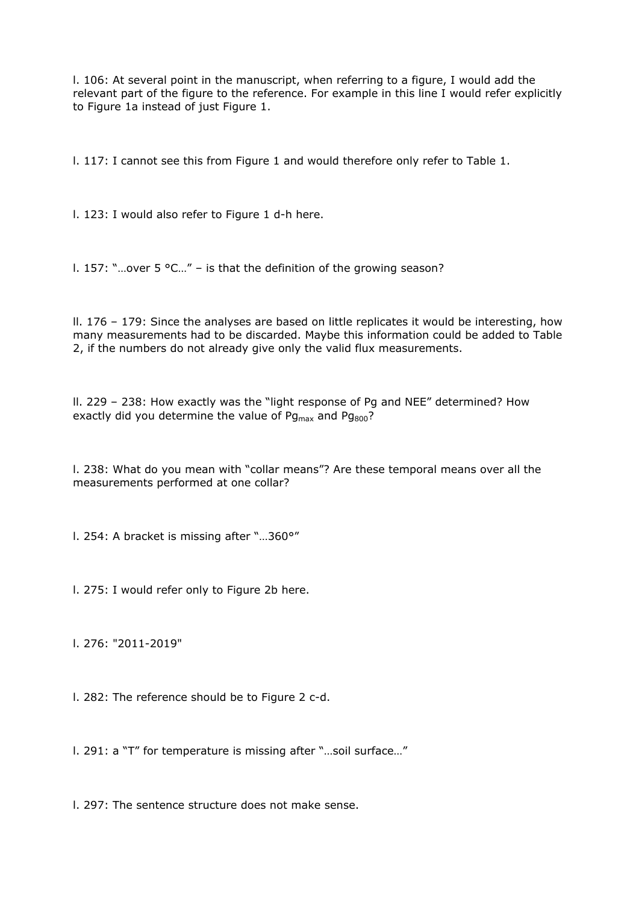l. 106: At several point in the manuscript, when referring to a figure, I would add the relevant part of the figure to the reference. For example in this line I would refer explicitly to Figure 1a instead of just Figure 1.

l. 117: I cannot see this from Figure 1 and would therefore only refer to Table 1.

l. 123: I would also refer to Figure 1 d-h here.

l. 157: "…over 5 °C…" – is that the definition of the growing season?

ll. 176 – 179: Since the analyses are based on little replicates it would be interesting, how many measurements had to be discarded. Maybe this information could be added to Table 2, if the numbers do not already give only the valid flux measurements.

ll. 229 – 238: How exactly was the "light response of Pg and NEE" determined? How exactly did you determine the value of $Pg_{max}$ and $Pg_{800}$?

l. 238: What do you mean with "collar means"? Are these temporal means over all the measurements performed at one collar?

l. 254: A bracket is missing after "…360°"

l. 275: I would refer only to Figure 2b here.

l. 276: "2011-2019"

l. 282: The reference should be to Figure 2 c-d.

l. 291: a "T" for temperature is missing after "…soil surface…"

l. 297: The sentence structure does not make sense.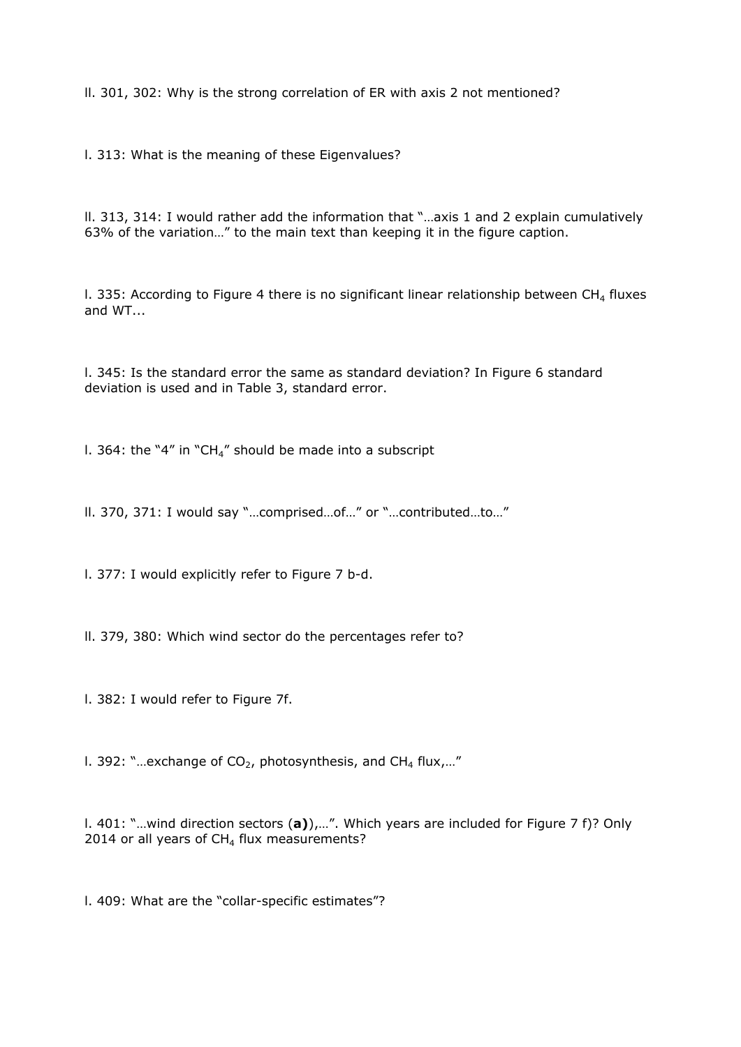ll. 301, 302: Why is the strong correlation of ER with axis 2 not mentioned?

l. 313: What is the meaning of these Eigenvalues?

ll. 313, 314: I would rather add the information that "…axis 1 and 2 explain cumulatively 63% of the variation…" to the main text than keeping it in the figure caption.

l. 335: According to Figure 4 there is no significant linear relationship between $CH_4$ fluxes and WT...

l. 345: Is the standard error the same as standard deviation? In Figure 6 standard deviation is used and in Table 3, standard error.

l. 364: the "4" in "$CH_4$" should be made into a subscript

ll. 370, 371: I would say "…comprised…of…" or "…contributed…to…"

l. 377: I would explicitly refer to Figure 7 b-d.

ll. 379, 380: Which wind sector do the percentages refer to?

l. 382: I would refer to Figure 7f.

l. 392: "…exchange of $CO_2$, photosynthesis, and $CH_4$ flux,…"

l. 401: "…wind direction sectors (**a)**),…". Which years are included for Figure 7 f)? Only 2014 or all years of $CH_4$ flux measurements?

l. 409: What are the "collar-specific estimates"?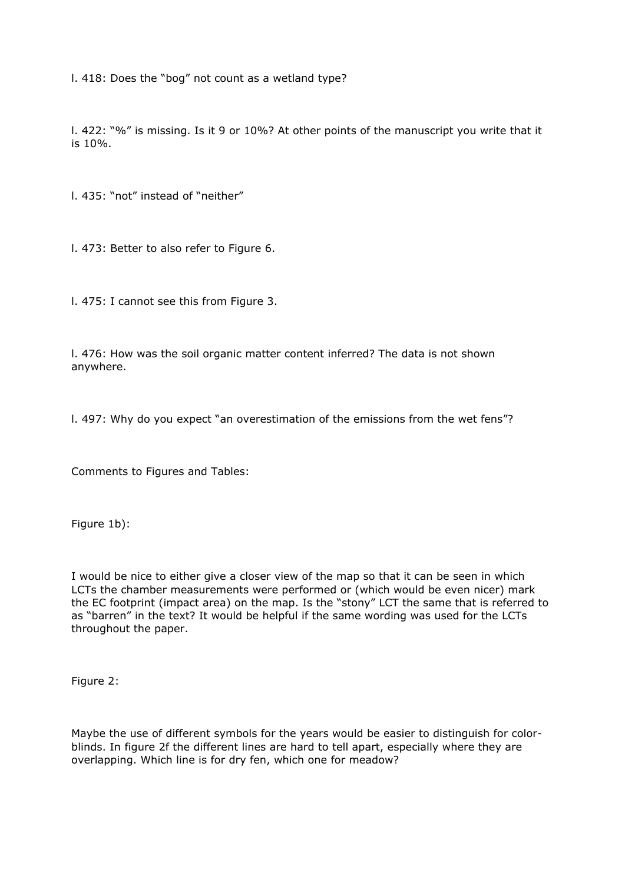l. 418: Does the “bog” not count as a wetland type?

l. 422: “%” is missing. Is it 9 or 10%? At other points of the manuscript you write that it is 10%.

l. 435: “not” instead of “neither”

l. 473: Better to also refer to Figure 6.

l. 475: I cannot see this from Figure 3.

l. 476: How was the soil organic matter content inferred? The data is not shown anywhere.

l. 497: Why do you expect “an overestimation of the emissions from the wet fens”?

Comments to Figures and Tables:

Figure 1b):

I would be nice to either give a closer view of the map so that it can be seen in which LCTs the chamber measurements were performed or (which would be even nicer) mark the EC footprint (impact area) on the map. Is the “stony” LCT the same that is referred to as “barren” in the text? It would be helpful if the same wording was used for the LCTs throughout the paper.

Figure 2:

Maybe the use of different symbols for the years would be easier to distinguish for color-blinds. In figure 2f the different lines are hard to tell apart, especially where they are overlapping. Which line is for dry fen, which one for meadow?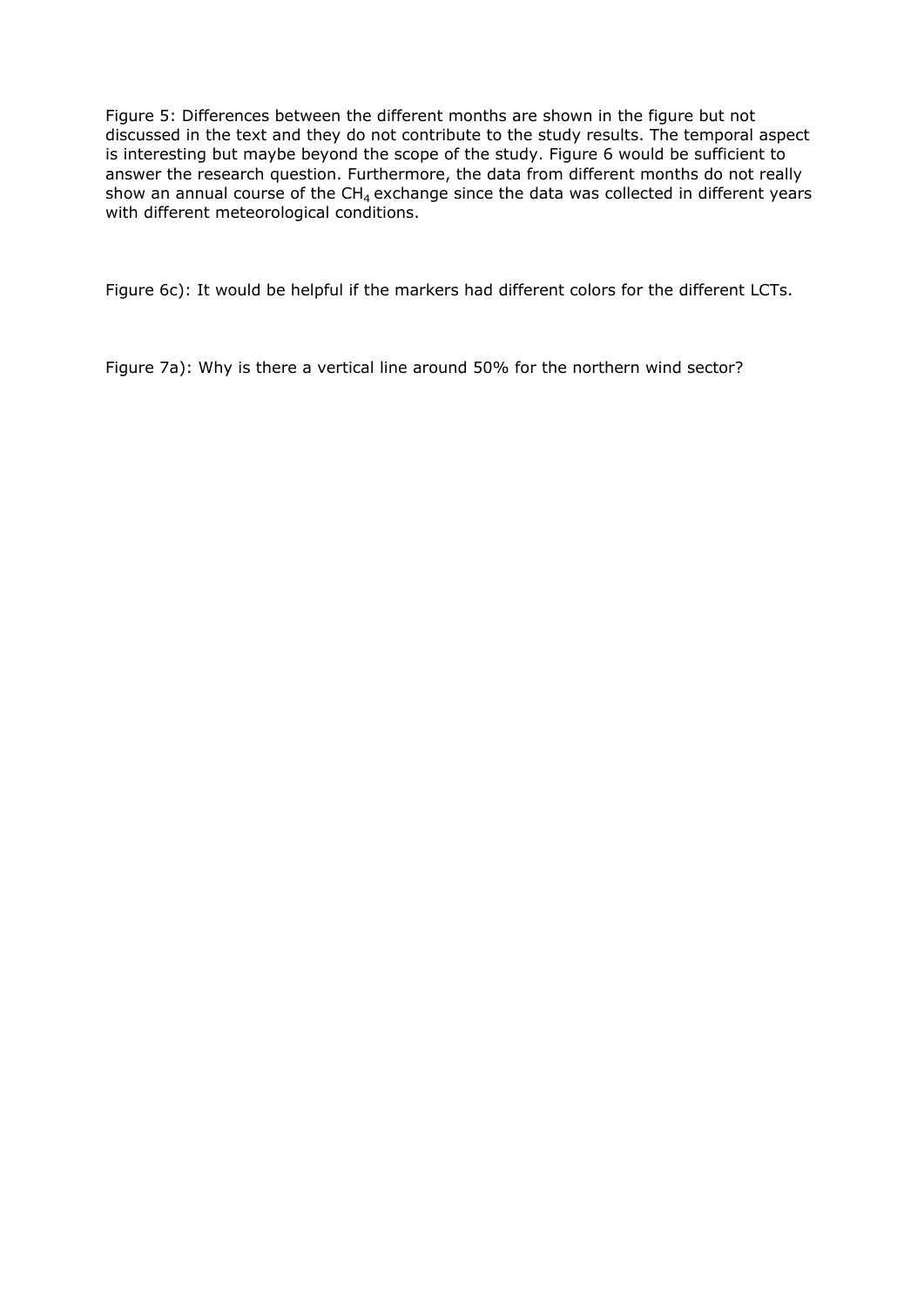Figure 5: Differences between the different months are shown in the figure but not discussed in the text and they do not contribute to the study results. The temporal aspect is interesting but maybe beyond the scope of the study. Figure 6 would be sufficient to answer the research question. Furthermore, the data from different months do not really show an annual course of the $CH_4$ exchange since the data was collected in different years with different meteorological conditions.

Figure 6c): It would be helpful if the markers had different colors for the different LCTs.

Figure 7a): Why is there a vertical line around 50% for the northern wind sector?